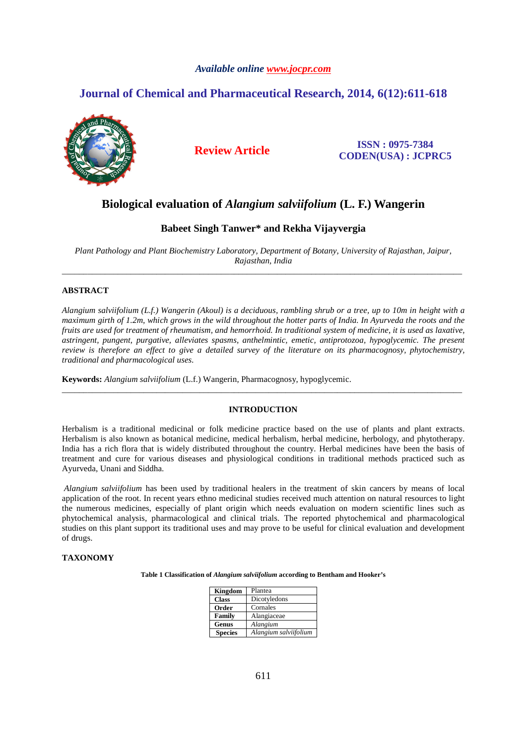Available online www.jocpr.com

# Journal of Chemical and Pharmaceutical Research, 2014, 6(12):611-618

**Review Article**

**ISSN : 0975-7384**
**CODEN(USA) : JCPRC5**

# Biological evaluation of *Alangium salviifolium* (L. F.) Wangerin

**Babeet Singh Tanwer\* and Rekha Vijayvergia**

*Plant Pathology and Plant Biochemistry Laboratory, Department of Botany, University of Rajasthan, Jaipur, Rajasthan, India*

---

## ABSTRACT

*Alangium salviifolium (L.f.) Wangerin (Akoul) is a deciduous, rambling shrub or a tree, up to 10m in height with a maximum girth of 1.2m, which grows in the wild throughout the hotter parts of India. In Ayurveda the roots and the fruits are used for treatment of rheumatism, and hemorrhoid. In traditional system of medicine, it is used as laxative, astringent, pungent, purgative, alleviates spasms, anthelmintic, emetic, antiprotozoa, hypoglycemic. The present review is therefore an effect to give a detailed survey of the literature on its pharmacognosy, phytochemistry, traditional and pharmacological uses.*

**Keywords:** *Alangium salviifolium* (L.f.) Wangerin, Pharmacognosy, hypoglycemic.

---

## INTRODUCTION

Herbalism is a traditional medicinal or folk medicine practice based on the use of plants and plant extracts. Herbalism is also known as botanical medicine, medical herbalism, herbal medicine, herbology, and phytotherapy. India has a rich flora that is widely distributed throughout the country. Herbal medicines have been the basis of treatment and cure for various diseases and physiological conditions in traditional methods practiced such as Ayurveda, Unani and Siddha.

*Alangium salviifolium* has been used by traditional healers in the treatment of skin cancers by means of local application of the root. In recent years ethno medicinal studies received much attention on natural resources to light the numerous medicines, especially of plant origin which needs evaluation on modern scientific lines such as phytochemical analysis, pharmacological and clinical trials. The reported phytochemical and pharmacological studies on this plant support its traditional uses and may prove to be useful for clinical evaluation and development of drugs.

## TAXONOMY

**Table 1 Classification of *Alangium salviifolium* according to Bentham and Hooker's**

| | |
|---|---|
| **Kingdom** | Plantea |
| **Class** | Dicotyledons |
| **Order** | Cornales |
| **Family** | Alangiaceae |
| **Genus** | *Alangium* |
| **Species** | *Alangium salviifolium* |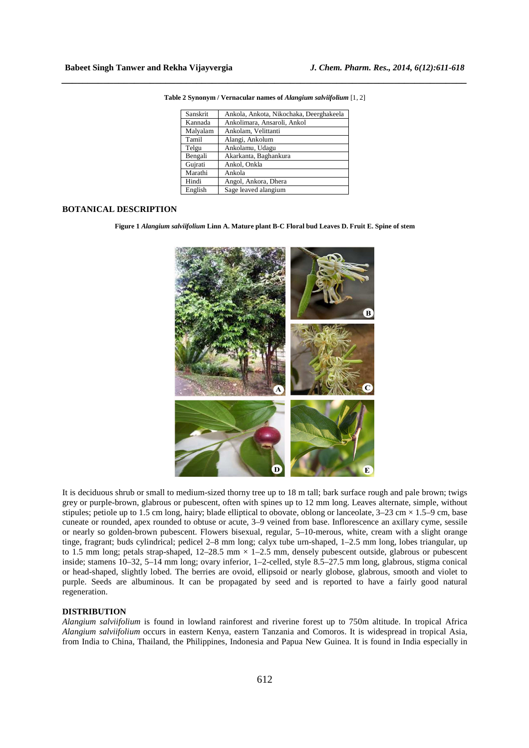**Table 2 Synonym / Vernacular names of *Alangium salviifolium* [1, 2]**

| | |
|---|---|
| Sanskrit | Ankola, Ankota, Nikochaka, Deerghakeela |
| Kannada | Ankolimara, Ansaroli, Ankol |
| Malyalam | Ankolam, Velittanti |
| Tamil | Alangi, Ankolum |
| Telgu | Ankolamu, Udagu |
| Bengali | Akarkanta, Baghankura |
| Gujrati | Ankol, Onkla |
| Marathi | Ankola |
| Hindi | Angol, Ankora, Dhera |
| English | Sage leaved alangium |

## BOTANICAL DESCRIPTION

**Figure 1 *Alangium salviifolium* Linn A. Mature plant B-C Floral bud Leaves D. Fruit E. Spine of stem**

It is deciduous shrub or small to medium-sized thorny tree up to 18 m tall; bark surface rough and pale brown; twigs grey or purple-brown, glabrous or pubescent, often with spines up to 12 mm long. Leaves alternate, simple, without stipules; petiole up to 1.5 cm long, hairy; blade elliptical to obovate, oblong or lanceolate, 3–23 cm × 1.5–9 cm, base cuneate or rounded, apex rounded to obtuse or acute, 3–9 veined from base. Inflorescence an axillary cyme, sessile or nearly so golden-brown pubescent. Flowers bisexual, regular, 5–10-merous, white, cream with a slight orange tinge, fragrant; buds cylindrical; pedicel 2–8 mm long; calyx tube urn-shaped, 1–2.5 mm long, lobes triangular, up to 1.5 mm long; petals strap-shaped, 12–28.5 mm × 1–2.5 mm, densely pubescent outside, glabrous or pubescent inside; stamens 10–32, 5–14 mm long; ovary inferior, 1–2-celled, style 8.5–27.5 mm long, glabrous, stigma conical or head-shaped, slightly lobed. The berries are ovoid, ellipsoid or nearly globose, glabrous, smooth and violet to purple. Seeds are albuminous. It can be propagated by seed and is reported to have a fairly good natural regeneration.

## DISTRIBUTION

*Alangium salviifolium* is found in lowland rainforest and riverine forest up to 750m altitude. In tropical Africa *Alangium salviifolium* occurs in eastern Kenya, eastern Tanzania and Comoros. It is widespread in tropical Asia, from India to China, Thailand, the Philippines, Indonesia and Papua New Guinea. It is found in India especially in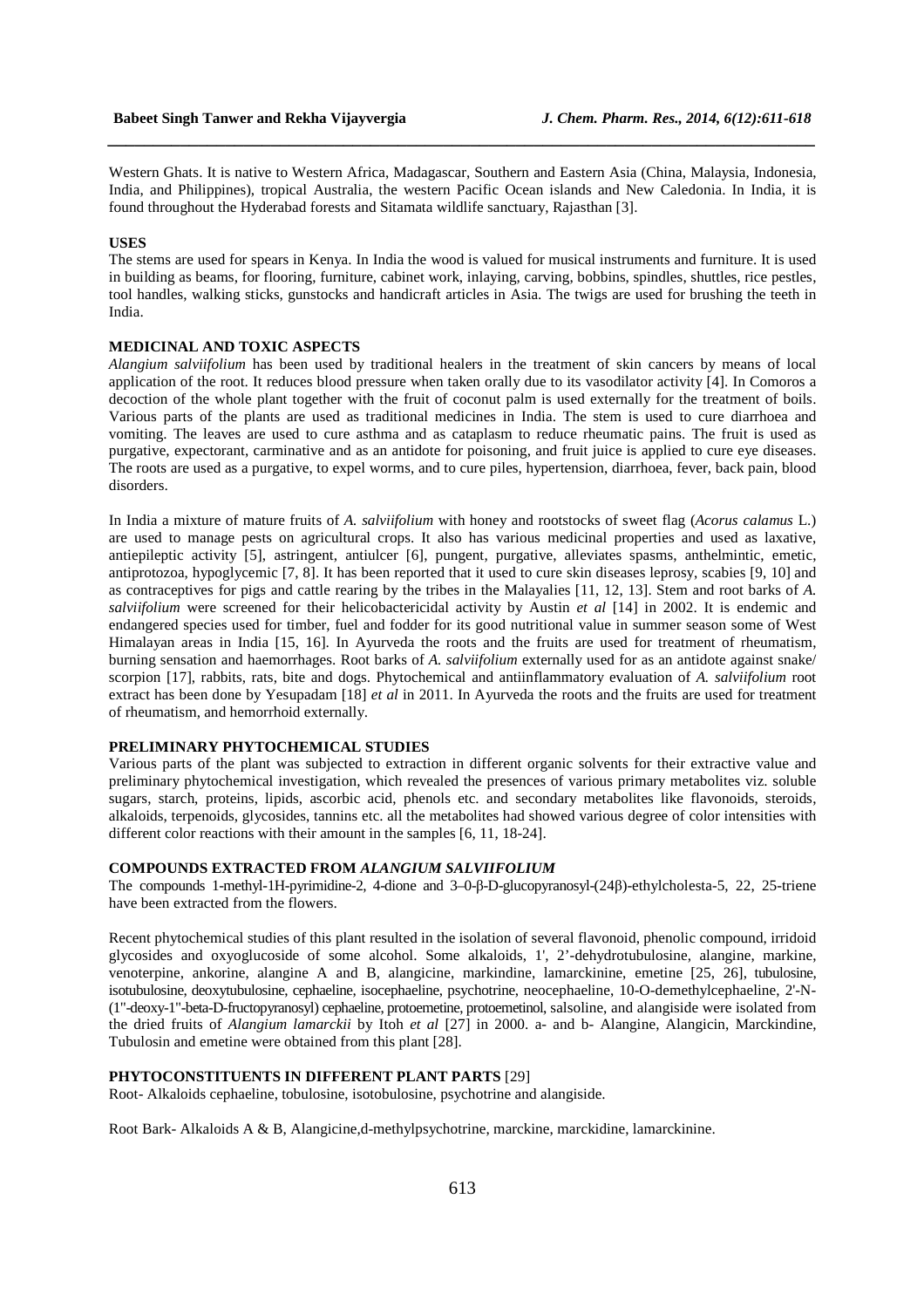Western Ghats. It is native to Western Africa, Madagascar, Southern and Eastern Asia (China, Malaysia, Indonesia, India, and Philippines), tropical Australia, the western Pacific Ocean islands and New Caledonia. In India, it is found throughout the Hyderabad forests and Sitamata wildlife sanctuary, Rajasthan [3].

## USES

The stems are used for spears in Kenya. In India the wood is valued for musical instruments and furniture. It is used in building as beams, for flooring, furniture, cabinet work, inlaying, carving, bobbins, spindles, shuttles, rice pestles, tool handles, walking sticks, gunstocks and handicraft articles in Asia. The twigs are used for brushing the teeth in India.

## MEDICINAL AND TOXIC ASPECTS

*Alangium salviifolium* has been used by traditional healers in the treatment of skin cancers by means of local application of the root. It reduces blood pressure when taken orally due to its vasodilator activity [4]. In Comoros a decoction of the whole plant together with the fruit of coconut palm is used externally for the treatment of boils. Various parts of the plants are used as traditional medicines in India. The stem is used to cure diarrhoea and vomiting. The leaves are used to cure asthma and as cataplasm to reduce rheumatic pains. The fruit is used as purgative, expectorant, carminative and as an antidote for poisoning, and fruit juice is applied to cure eye diseases. The roots are used as a purgative, to expel worms, and to cure piles, hypertension, diarrhoea, fever, back pain, blood disorders.

In India a mixture of mature fruits of *A. salviifolium* with honey and rootstocks of sweet flag (*Acorus calamus* L.) are used to manage pests on agricultural crops. It also has various medicinal properties and used as laxative, antiepileptic activity [5], astringent, antiulcer [6], pungent, purgative, alleviates spasms, anthelmintic, emetic, antiprotozoa, hypoglycemic [7, 8]. It has been reported that it used to cure skin diseases leprosy, scabies [9, 10] and as contraceptives for pigs and cattle rearing by the tribes in the Malayalies [11, 12, 13]. Stem and root barks of *A. salviifolium* were screened for their helicobactericidal activity by Austin *et al* [14] in 2002. It is endemic and endangered species used for timber, fuel and fodder for its good nutritional value in summer season some of West Himalayan areas in India [15, 16]. In Ayurveda the roots and the fruits are used for treatment of rheumatism, burning sensation and haemorrhages. Root barks of *A. salviifolium* externally used for as an antidote against snake/ scorpion [17], rabbits, rats, bite and dogs. Phytochemical and antiinflammatory evaluation of *A. salviifolium* root extract has been done by Yesupadam [18] *et al* in 2011. In Ayurveda the roots and the fruits are used for treatment of rheumatism, and hemorrhoid externally.

## PRELIMINARY PHYTOCHEMICAL STUDIES

Various parts of the plant was subjected to extraction in different organic solvents for their extractive value and preliminary phytochemical investigation, which revealed the presences of various primary metabolites viz. soluble sugars, starch, proteins, lipids, ascorbic acid, phenols etc. and secondary metabolites like flavonoids, steroids, alkaloids, terpenoids, glycosides, tannins etc. all the metabolites had showed various degree of color intensities with different color reactions with their amount in the samples [6, 11, 18-24].

## COMPOUNDS EXTRACTED FROM *ALANGIUM SALVIIFOLIUM*

The compounds 1-methyl-1H-pyrimidine-2, 4-dione and 3–0-β-D-glucopyranosyl-(24β)-ethylcholesta-5, 22, 25-triene have been extracted from the flowers.

Recent phytochemical studies of this plant resulted in the isolation of several flavonoid, phenolic compound, irridoid glycosides and oxyoglucoside of some alcohol. Some alkaloids, 1', 2'-dehydrotubulosine, alangine, markine, venoterpine, ankorine, alangine A and B, alangicine, markindine, lamarckinine, emetine [25, 26], tubulosine, isotubulosine, deoxytubulosine, cephaeline, isocephaeline, psychotrine, neocephaeline, 10-O-demethylcephaeline, 2'-N-(1''-deoxy-1''-beta-D-fructopyranosyl) cephaeline, protoemetine, protoemetinol, salsoline, and alangiside were isolated from the dried fruits of *Alangium lamarckii* by Itoh *et al* [27] in 2000. a- and b- Alangine, Alangicin, Marckindine, Tubulosin and emetine were obtained from this plant [28].

## PHYTOCONSTITUENTS IN DIFFERENT PLANT PARTS [29]

Root- Alkaloids cephaeline, tobulosine, isotobulosine, psychotrine and alangiside.

Root Bark- Alkaloids A & B, Alangicine,d-methylpsychotrine, marckine, marckidine, lamarckinine.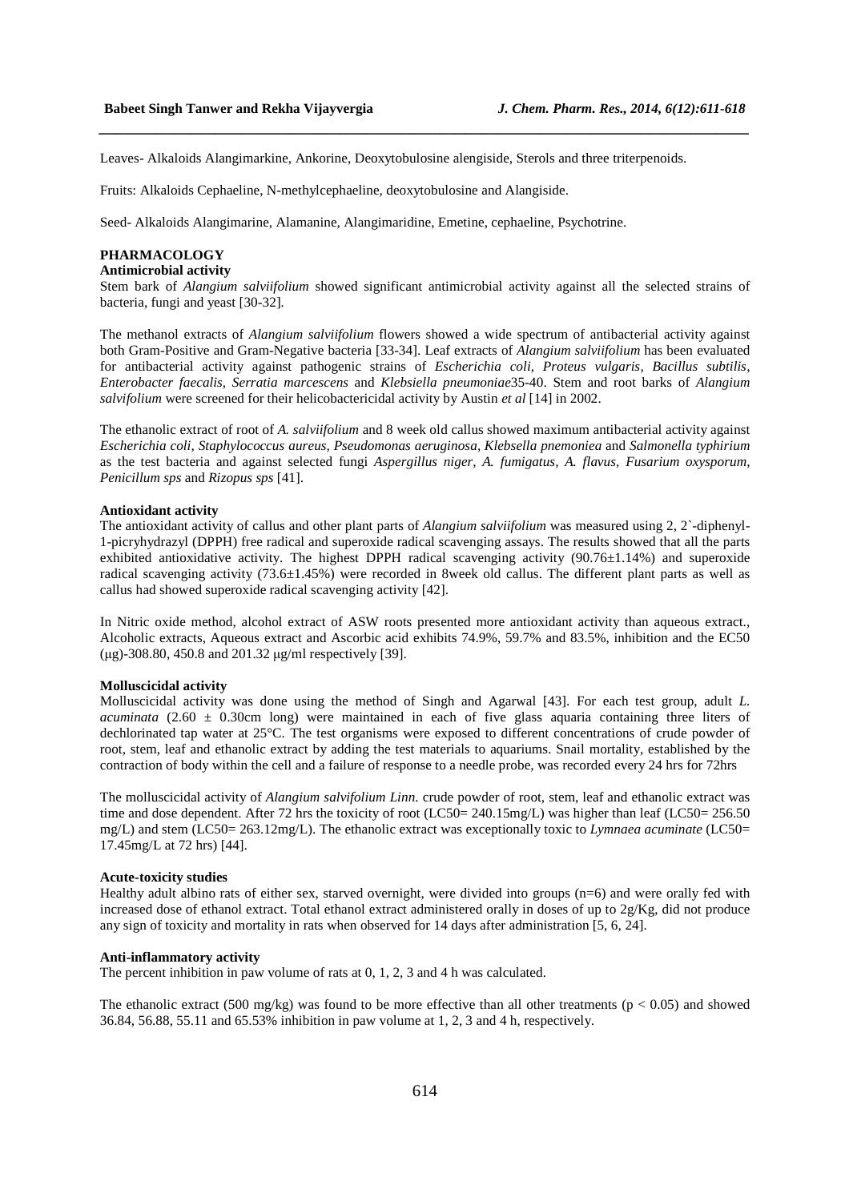Leaves- Alkaloids Alangimarkine, Ankorine, Deoxytobulosine alengiside, Sterols and three triterpenoids.

Fruits: Alkaloids Cephaeline, N-methylcephaeline, deoxytobulosine and Alangiside.

Seed- Alkaloids Alangimarine, Alamanine, Alangimaridine, Emetine, cephaeline, Psychotrine.

## PHARMACOLOGY

### Antimicrobial activity

Stem bark of *Alangium salviifolium* showed significant antimicrobial activity against all the selected strains of bacteria, fungi and yeast [30-32].

The methanol extracts of *Alangium salviifolium* flowers showed a wide spectrum of antibacterial activity against both Gram-Positive and Gram-Negative bacteria [33-34]. Leaf extracts of *Alangium salviifolium* has been evaluated for antibacterial activity against pathogenic strains of *Escherichia coli, Proteus vulgaris, Bacillus subtilis, Enterobacter faecalis, Serratia marcescens* and *Klebsiella pneumoniae*35-40. Stem and root barks of *Alangium salvifolium* were screened for their helicobactericidal activity by Austin *et al* [14] in 2002.

The ethanolic extract of root of *A. salviifolium* and 8 week old callus showed maximum antibacterial activity against *Escherichia coli, Staphylococcus aureus, Pseudomonas aeruginosa, Klebsella pnemoniea* and *Salmonella typhirium* as the test bacteria and against selected fungi *Aspergillus niger, A. fumigatus, A. flavus, Fusarium oxysporum, Penicillum sps* and *Rizopus sps* [41].

### Antioxidant activity

The antioxidant activity of callus and other plant parts of *Alangium salviifolium* was measured using 2, 2`-diphenyl-1-picryhydrazyl (DPPH) free radical and superoxide radical scavenging assays. The results showed that all the parts exhibited antioxidative activity. The highest DPPH radical scavenging activity (90.76±1.14%) and superoxide radical scavenging activity (73.6±1.45%) were recorded in 8week old callus. The different plant parts as well as callus had showed superoxide radical scavenging activity [42].

In Nitric oxide method, alcohol extract of ASW roots presented more antioxidant activity than aqueous extract., Alcoholic extracts, Aqueous extract and Ascorbic acid exhibits 74.9%, 59.7% and 83.5%, inhibition and the EC50 (μg)-308.80, 450.8 and 201.32 μg/ml respectively [39].

### Molluscicidal activity

Molluscicidal activity was done using the method of Singh and Agarwal [43]. For each test group, adult *L. acuminata* (2.60 ± 0.30cm long) were maintained in each of five glass aquaria containing three liters of dechlorinated tap water at 25°C. The test organisms were exposed to different concentrations of crude powder of root, stem, leaf and ethanolic extract by adding the test materials to aquariums. Snail mortality, established by the contraction of body within the cell and a failure of response to a needle probe, was recorded every 24 hrs for 72hrs

The molluscicidal activity of *Alangium salvifolium Linn.* crude powder of root, stem, leaf and ethanolic extract was time and dose dependent. After 72 hrs the toxicity of root (LC50= 240.15mg/L) was higher than leaf (LC50= 256.50 mg/L) and stem (LC50= 263.12mg/L). The ethanolic extract was exceptionally toxic to *Lymnaea acuminate* (LC50= 17.45mg/L at 72 hrs) [44].

### Acute-toxicity studies

Healthy adult albino rats of either sex, starved overnight, were divided into groups (n=6) and were orally fed with increased dose of ethanol extract. Total ethanol extract administered orally in doses of up to 2g/Kg, did not produce any sign of toxicity and mortality in rats when observed for 14 days after administration [5, 6, 24].

### Anti-inflammatory activity

The percent inhibition in paw volume of rats at 0, 1, 2, 3 and 4 h was calculated.

The ethanolic extract (500 mg/kg) was found to be more effective than all other treatments ($p < 0.05$) and showed 36.84, 56.88, 55.11 and 65.53% inhibition in paw volume at 1, 2, 3 and 4 h, respectively.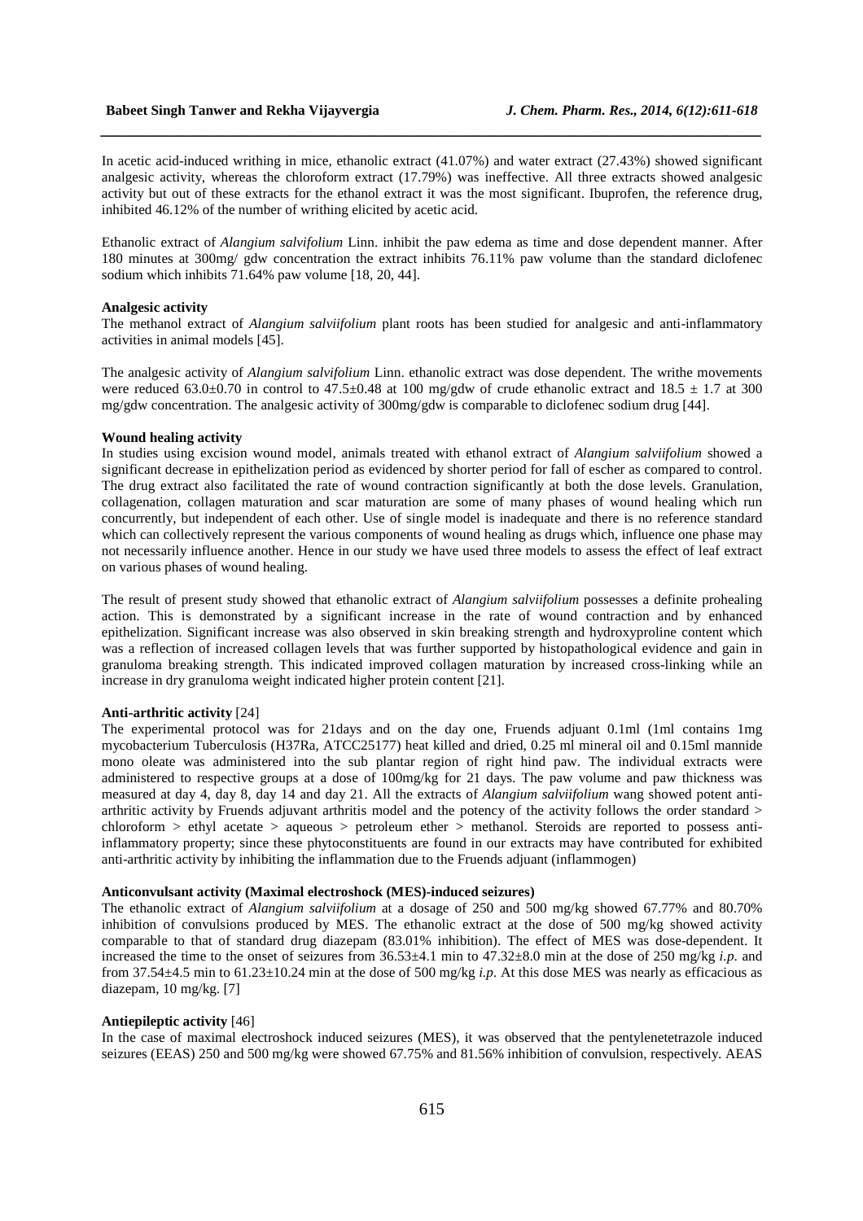In acetic acid-induced writhing in mice, ethanolic extract (41.07%) and water extract (27.43%) showed significant analgesic activity, whereas the chloroform extract (17.79%) was ineffective. All three extracts showed analgesic activity but out of these extracts for the ethanol extract it was the most significant. Ibuprofen, the reference drug, inhibited 46.12% of the number of writhing elicited by acetic acid.

Ethanolic extract of *Alangium salvifolium* Linn. inhibit the paw edema as time and dose dependent manner. After 180 minutes at 300mg/ gdw concentration the extract inhibits 76.11% paw volume than the standard diclofenec sodium which inhibits 71.64% paw volume [18, 20, 44].

**Analgesic activity**

The methanol extract of *Alangium salviifolium* plant roots has been studied for analgesic and anti-inflammatory activities in animal models [45].

The analgesic activity of *Alangium salvifolium* Linn. ethanolic extract was dose dependent. The writhe movements were reduced 63.0±0.70 in control to 47.5±0.48 at 100 mg/gdw of crude ethanolic extract and 18.5 ± 1.7 at 300 mg/gdw concentration. The analgesic activity of 300mg/gdw is comparable to diclofenec sodium drug [44].

**Wound healing activity**

In studies using excision wound model, animals treated with ethanol extract of *Alangium salviifolium* showed a significant decrease in epithelization period as evidenced by shorter period for fall of escher as compared to control. The drug extract also facilitated the rate of wound contraction significantly at both the dose levels. Granulation, collagenation, collagen maturation and scar maturation are some of many phases of wound healing which run concurrently, but independent of each other. Use of single model is inadequate and there is no reference standard which can collectively represent the various components of wound healing as drugs which, influence one phase may not necessarily influence another. Hence in our study we have used three models to assess the effect of leaf extract on various phases of wound healing.

The result of present study showed that ethanolic extract of *Alangium salviifolium* possesses a definite prohealing action. This is demonstrated by a significant increase in the rate of wound contraction and by enhanced epithelization. Significant increase was also observed in skin breaking strength and hydroxyproline content which was a reflection of increased collagen levels that was further supported by histopathological evidence and gain in granuloma breaking strength. This indicated improved collagen maturation by increased cross-linking while an increase in dry granuloma weight indicated higher protein content [21].

**Anti-arthritic activity** [24]

The experimental protocol was for 21days and on the day one, Fruends adjuant 0.1ml (1ml contains 1mg mycobacterium Tuberculosis (H37Ra, ATCC25177) heat killed and dried, 0.25 ml mineral oil and 0.15ml mannide mono oleate was administered into the sub plantar region of right hind paw. The individual extracts were administered to respective groups at a dose of 100mg/kg for 21 days. The paw volume and paw thickness was measured at day 4, day 8, day 14 and day 21. All the extracts of *Alangium salviifolium* wang showed potent anti-arthritic activity by Fruends adjuvant arthritis model and the potency of the activity follows the order standard > chloroform > ethyl acetate > aqueous > petroleum ether > methanol. Steroids are reported to possess anti-inflammatory property; since these phytoconstituents are found in our extracts may have contributed for exhibited anti-arthritic activity by inhibiting the inflammation due to the Fruends adjuant (inflammogen)

**Anticonvulsant activity (Maximal electroshock (MES)-induced seizures)**

The ethanolic extract of *Alangium salviifolium* at a dosage of 250 and 500 mg/kg showed 67.77% and 80.70% inhibition of convulsions produced by MES. The ethanolic extract at the dose of 500 mg/kg showed activity comparable to that of standard drug diazepam (83.01% inhibition). The effect of MES was dose-dependent. It increased the time to the onset of seizures from 36.53±4.1 min to 47.32±8.0 min at the dose of 250 mg/kg *i.p.* and from 37.54±4.5 min to 61.23±10.24 min at the dose of 500 mg/kg *i.p.* At this dose MES was nearly as efficacious as diazepam, 10 mg/kg. [7]

**Antiepileptic activity** [46]

In the case of maximal electroshock induced seizures (MES), it was observed that the pentylenetetrazole induced seizures (EEAS) 250 and 500 mg/kg were showed 67.75% and 81.56% inhibition of convulsion, respectively. AEAS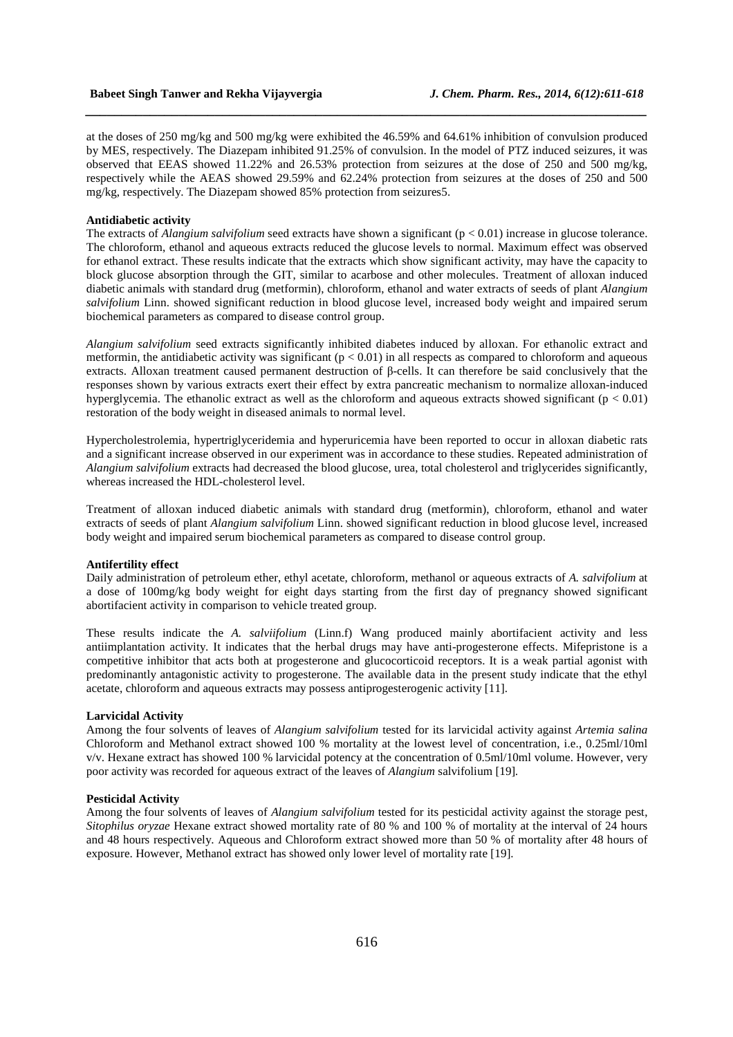at the doses of 250 mg/kg and 500 mg/kg were exhibited the 46.59% and 64.61% inhibition of convulsion produced by MES, respectively. The Diazepam inhibited 91.25% of convulsion. In the model of PTZ induced seizures, it was observed that EEAS showed 11.22% and 26.53% protection from seizures at the dose of 250 and 500 mg/kg, respectively while the AEAS showed 29.59% and 62.24% protection from seizures at the doses of 250 and 500 mg/kg, respectively. The Diazepam showed 85% protection from seizures5.

**Antidiabetic activity**

The extracts of *Alangium salvifolium* seed extracts have shown a significant ($p < 0.01$) increase in glucose tolerance. The chloroform, ethanol and aqueous extracts reduced the glucose levels to normal. Maximum effect was observed for ethanol extract. These results indicate that the extracts which show significant activity, may have the capacity to block glucose absorption through the GIT, similar to acarbose and other molecules. Treatment of alloxan induced diabetic animals with standard drug (metformin), chloroform, ethanol and water extracts of seeds of plant *Alangium salvifolium* Linn. showed significant reduction in blood glucose level, increased body weight and impaired serum biochemical parameters as compared to disease control group.

*Alangium salvifolium* seed extracts significantly inhibited diabetes induced by alloxan. For ethanolic extract and metformin, the antidiabetic activity was significant ($p < 0.01$) in all respects as compared to chloroform and aqueous extracts. Alloxan treatment caused permanent destruction of β-cells. It can therefore be said conclusively that the responses shown by various extracts exert their effect by extra pancreatic mechanism to normalize alloxan-induced hyperglycemia. The ethanolic extract as well as the chloroform and aqueous extracts showed significant ($p < 0.01$) restoration of the body weight in diseased animals to normal level.

Hypercholestrolemia, hypertriglyceridemia and hyperuricemia have been reported to occur in alloxan diabetic rats and a significant increase observed in our experiment was in accordance to these studies. Repeated administration of *Alangium salvifolium* extracts had decreased the blood glucose, urea, total cholesterol and triglycerides significantly, whereas increased the HDL-cholesterol level.

Treatment of alloxan induced diabetic animals with standard drug (metformin), chloroform, ethanol and water extracts of seeds of plant *Alangium salvifolium* Linn. showed significant reduction in blood glucose level, increased body weight and impaired serum biochemical parameters as compared to disease control group.

**Antifertility effect**

Daily administration of petroleum ether, ethyl acetate, chloroform, methanol or aqueous extracts of *A. salvifolium* at a dose of 100mg/kg body weight for eight days starting from the first day of pregnancy showed significant abortifacient activity in comparison to vehicle treated group.

These results indicate the *A. salviifolium* (Linn.f) Wang produced mainly abortifacient activity and less antiimplantation activity. It indicates that the herbal drugs may have anti-progesterone effects. Mifepristone is a competitive inhibitor that acts both at progesterone and glucocorticoid receptors. It is a weak partial agonist with predominantly antagonistic activity to progesterone. The available data in the present study indicate that the ethyl acetate, chloroform and aqueous extracts may possess antiprogesterogenic activity [11].

**Larvicidal Activity**

Among the four solvents of leaves of *Alangium salvifolium* tested for its larvicidal activity against *Artemia salina* Chloroform and Methanol extract showed 100 % mortality at the lowest level of concentration, i.e., 0.25ml/10ml v/v. Hexane extract has showed 100 % larvicidal potency at the concentration of 0.5ml/10ml volume. However, very poor activity was recorded for aqueous extract of the leaves of *Alangium* salvifolium [19].

**Pesticidal Activity**

Among the four solvents of leaves of *Alangium salvifolium* tested for its pesticidal activity against the storage pest, *Sitophilus oryzae* Hexane extract showed mortality rate of 80 % and 100 % of mortality at the interval of 24 hours and 48 hours respectively. Aqueous and Chloroform extract showed more than 50 % of mortality after 48 hours of exposure. However, Methanol extract has showed only lower level of mortality rate [19].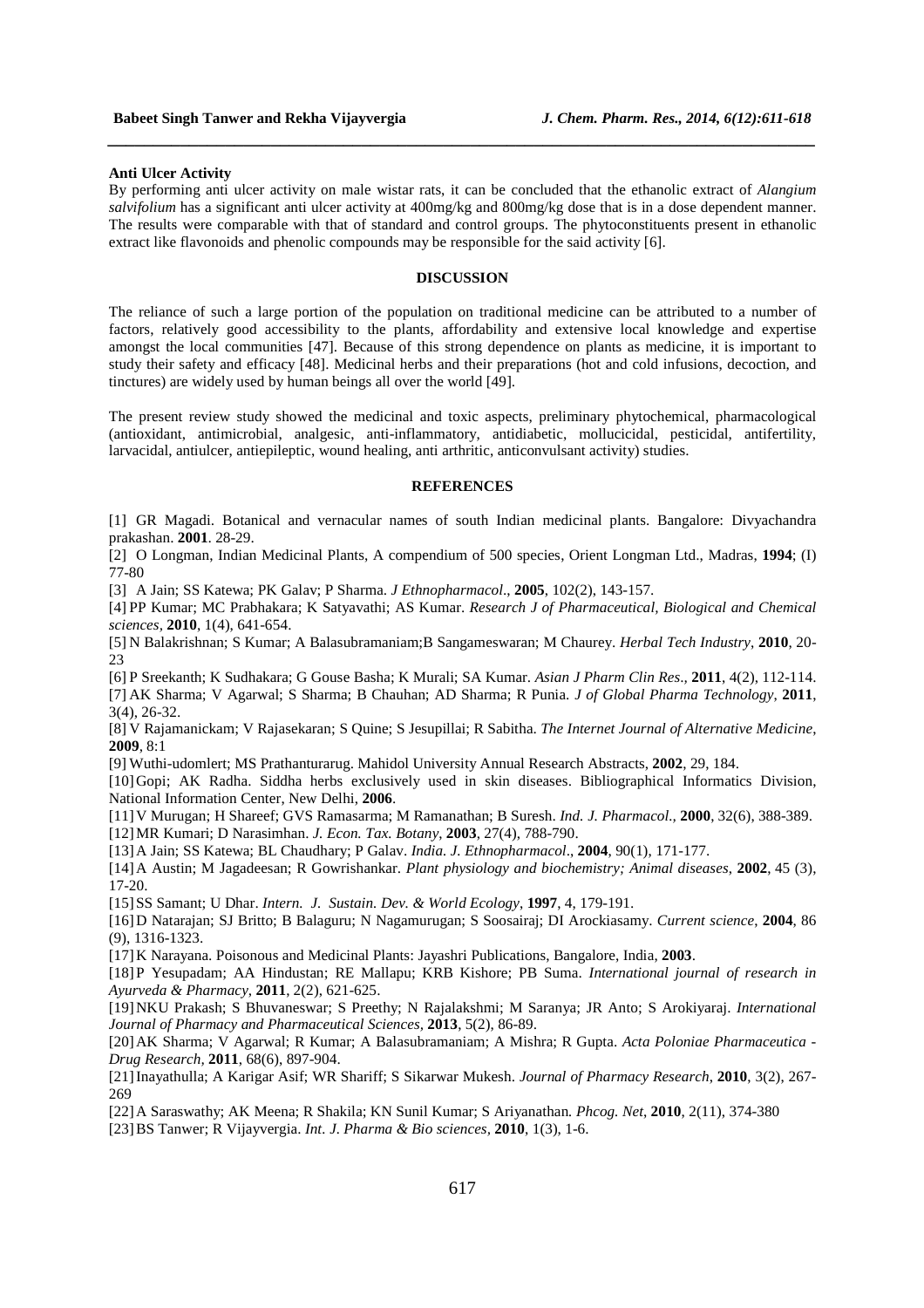**Anti Ulcer Activity**

By performing anti ulcer activity on male wistar rats, it can be concluded that the ethanolic extract of *Alangium salvifolium* has a significant anti ulcer activity at 400mg/kg and 800mg/kg dose that is in a dose dependent manner. The results were comparable with that of standard and control groups. The phytoconstituents present in ethanolic extract like flavonoids and phenolic compounds may be responsible for the said activity [6].

## DISCUSSION

The reliance of such a large portion of the population on traditional medicine can be attributed to a number of factors, relatively good accessibility to the plants, affordability and extensive local knowledge and expertise amongst the local communities [47]. Because of this strong dependence on plants as medicine, it is important to study their safety and efficacy [48]. Medicinal herbs and their preparations (hot and cold infusions, decoction, and tinctures) are widely used by human beings all over the world [49].

The present review study showed the medicinal and toxic aspects, preliminary phytochemical, pharmacological (antioxidant, antimicrobial, analgesic, anti-inflammatory, antidiabetic, mollucicidal, pesticidal, antifertility, larvacidal, antiulcer, antiepileptic, wound healing, anti arthritic, anticonvulsant activity) studies.

## REFERENCES

[1] GR Magadi. Botanical and vernacular names of south Indian medicinal plants. Bangalore: Divyachandra prakashan. **2001**. 28-29.

[2] O Longman, Indian Medicinal Plants, A compendium of 500 species, Orient Longman Ltd., Madras, **1994**; (I) 77-80

[3] A Jain; SS Katewa; PK Galav; P Sharma. *J Ethnopharmacol*., **2005**, 102(2), 143-157.

[4] PP Kumar; MC Prabhakara; K Satyavathi; AS Kumar. *Research J of Pharmaceutical, Biological and Chemical sciences*, **2010**, 1(4), 641-654.

[5] N Balakrishnan; S Kumar; A Balasubramaniam;B Sangameswaran; M Chaurey. *Herbal Tech Industry*, **2010**, 20-23

[6] P Sreekanth; K Sudhakara; G Gouse Basha; K Murali; SA Kumar. *Asian J Pharm Clin Res.,* **2011**, 4(2), 112-114.

[7] AK Sharma; V Agarwal; S Sharma; B Chauhan; AD Sharma; R Punia. *J of Global Pharma Technology*, **2011**, 3(4), 26-32.

[8] V Rajamanickam; V Rajasekaran; S Quine; S Jesupillai; R Sabitha. *The Internet Journal of Alternative Medicine*, **2009**, 8:1

[9] Wuthi-udomlert; MS Prathanturarug. Mahidol University Annual Research Abstracts, **2002**, 29, 184.

[10] Gopi; AK Radha. Siddha herbs exclusively used in skin diseases. Bibliographical Informatics Division, National Information Center, New Delhi, **2006**.

[11] V Murugan; H Shareef; GVS Ramasarma; M Ramanathan; B Suresh. *Ind. J. Pharmacol.,* **2000**, 32(6), 388-389.

[12] MR Kumari; D Narasimhan. *J. Econ. Tax. Botany*, **2003**, 27(4), 788-790.

[13] A Jain; SS Katewa; BL Chaudhary; P Galav. *India. J. Ethnopharmacol*., **2004**, 90(1), 171-177.

[14] A Austin; M Jagadeesan; R Gowrishankar. *Plant physiology and biochemistry; Animal diseases*, **2002**, 45 (3), 17-20.

[15] SS Samant; U Dhar. *Intern. J. Sustain. Dev. & World Ecology*, **1997**, 4, 179-191.

[16] D Natarajan; SJ Britto; B Balaguru; N Nagamurugan; S Soosairaj; DI Arockiasamy. *Current science*, **2004**, 86 (9), 1316-1323.

[17] K Narayana. Poisonous and Medicinal Plants: Jayashri Publications, Bangalore, India, **2003**.

[18] P Yesupadam; AA Hindustan; RE Mallapu; KRB Kishore; PB Suma. *International journal of research in Ayurveda & Pharmacy*, **2011**, 2(2), 621-625.

[19] NKU Prakash; S Bhuvaneswar; S Preethy; N Rajalakshmi; M Saranya; JR Anto; S Arokiyaraj. *International Journal of Pharmacy and Pharmaceutical Sciences*, **2013**, 5(2), 86-89.

[20] AK Sharma; V Agarwal; R Kumar; A Balasubramaniam; A Mishra; R Gupta. *Acta Poloniae Pharmaceutica - Drug Research*, **2011**, 68(6), 897-904.

[21] Inayathulla; A Karigar Asif; WR Shariff; S Sikarwar Mukesh. *Journal of Pharmacy Research*, **2010**, 3(2), 267-269

[22] A Saraswathy; AK Meena; R Shakila; KN Sunil Kumar; S Ariyanathan. *Phcog. Net*, **2010**, 2(11), 374-380

[23] BS Tanwer; R Vijayvergia. *Int. J. Pharma & Bio sciences*, **2010**, 1(3), 1-6.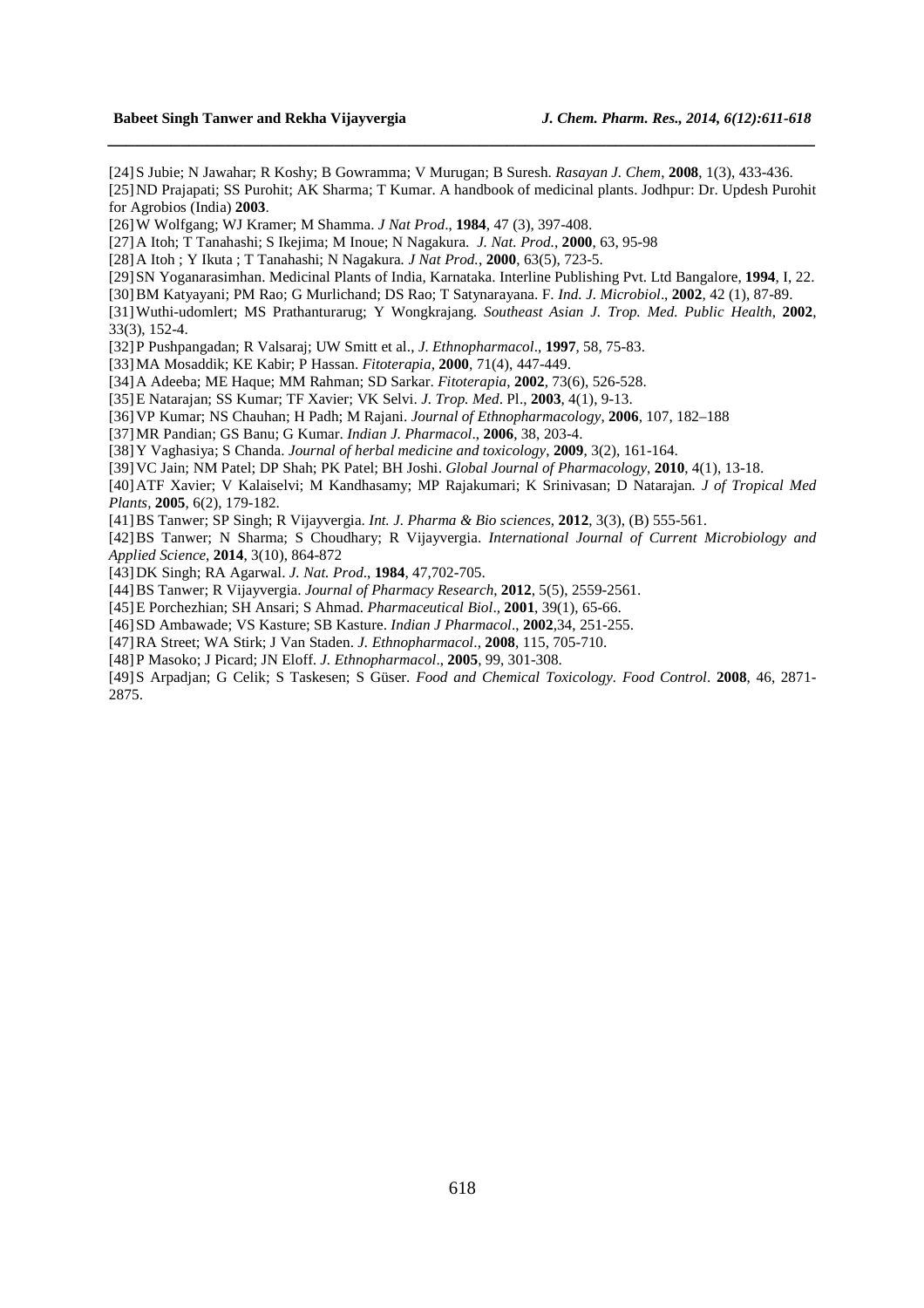[24] S Jubie; N Jawahar; R Koshy; B Gowramma; V Murugan; B Suresh. *Rasayan J. Chem*, **2008**, 1(3), 433-436.

[25] ND Prajapati; SS Purohit; AK Sharma; T Kumar. A handbook of medicinal plants. Jodhpur: Dr. Updesh Purohit for Agrobios (India) **2003**.

[26] W Wolfgang; WJ Kramer; M Shamma. *J Nat Prod*., **1984**, 47 (3), 397-408.

[27] A Itoh; T Tanahashi; S Ikejima; M Inoue; N Nagakura. *J. Nat. Prod.*, **2000**, 63, 95-98

[28] A Itoh ; Y Ikuta ; T Tanahashi; N Nagakura. *J Nat Prod.*, **2000**, 63(5), 723-5.

[29] SN Yoganarasimhan. Medicinal Plants of India, Karnataka. Interline Publishing Pvt. Ltd Bangalore, **1994**, I, 22.

[30] BM Katyayani; PM Rao; G Murlichand; DS Rao; T Satynarayana. F. *Ind. J. Microbiol*., **2002**, 42 (1), 87-89.

[31] Wuthi-udomlert; MS Prathanturarug; Y Wongkrajang. *Southeast Asian J. Trop. Med. Public Health*, **2002**, 33(3), 152-4.

[32] P Pushpangadan; R Valsaraj; UW Smitt et al., *J. Ethnopharmacol*., **1997**, 58, 75-83.

[33] MA Mosaddik; KE Kabir; P Hassan. *Fitoterapia*, **2000**, 71(4), 447-449.

[34] A Adeeba; ME Haque; MM Rahman; SD Sarkar. *Fitoterapia*, **2002**, 73(6), 526-528.

[35] E Natarajan; SS Kumar; TF Xavier; VK Selvi. *J. Trop. Med*. Pl., **2003**, 4(1), 9-13.

[36] VP Kumar; NS Chauhan; H Padh; M Rajani. *Journal of Ethnopharmacology*, **2006**, 107, 182–188

[37] MR Pandian; GS Banu; G Kumar. *Indian J. Pharmacol*., **2006**, 38, 203-4.

[38] Y Vaghasiya; S Chanda. *Journal of herbal medicine and toxicology*, **2009**, 3(2), 161-164.

[39] VC Jain; NM Patel; DP Shah; PK Patel; BH Joshi. *Global Journal of Pharmacology*, **2010**, 4(1), 13-18.

[40] ATF Xavier; V Kalaiselvi; M Kandhasamy; MP Rajakumari; K Srinivasan; D Natarajan. *J of Tropical Med Plants*, **2005**, 6(2), 179-182.

[41] BS Tanwer; SP Singh; R Vijayvergia. *Int. J. Pharma & Bio sciences*, **2012**, 3(3), (B) 555-561.

[42] BS Tanwer; N Sharma; S Choudhary; R Vijayvergia. *International Journal of Current Microbiology and Applied Science*, **2014**, 3(10), 864-872

[43] DK Singh; RA Agarwal. *J. Nat. Prod*., **1984**, 47,702-705.

[44] BS Tanwer; R Vijayvergia. *Journal of Pharmacy Research*, **2012**, 5(5), 2559-2561.

[45] E Porchezhian; SH Ansari; S Ahmad. *Pharmaceutical Biol*., **2001**, 39(1), 65-66.

[46] SD Ambawade; VS Kasture; SB Kasture. *Indian J Pharmacol*., **2002**,34, 251-255.

[47] RA Street; WA Stirk; J Van Staden. *J. Ethnopharmacol*., **2008**, 115, 705-710.

[48] P Masoko; J Picard; JN Eloff. *J. Ethnopharmacol*., **2005**, 99, 301-308.

[49] S Arpadjan; G Celik; S Taskesen; S Güser. *Food and Chemical Toxicology. Food Control*. **2008**, 46, 2871-2875.